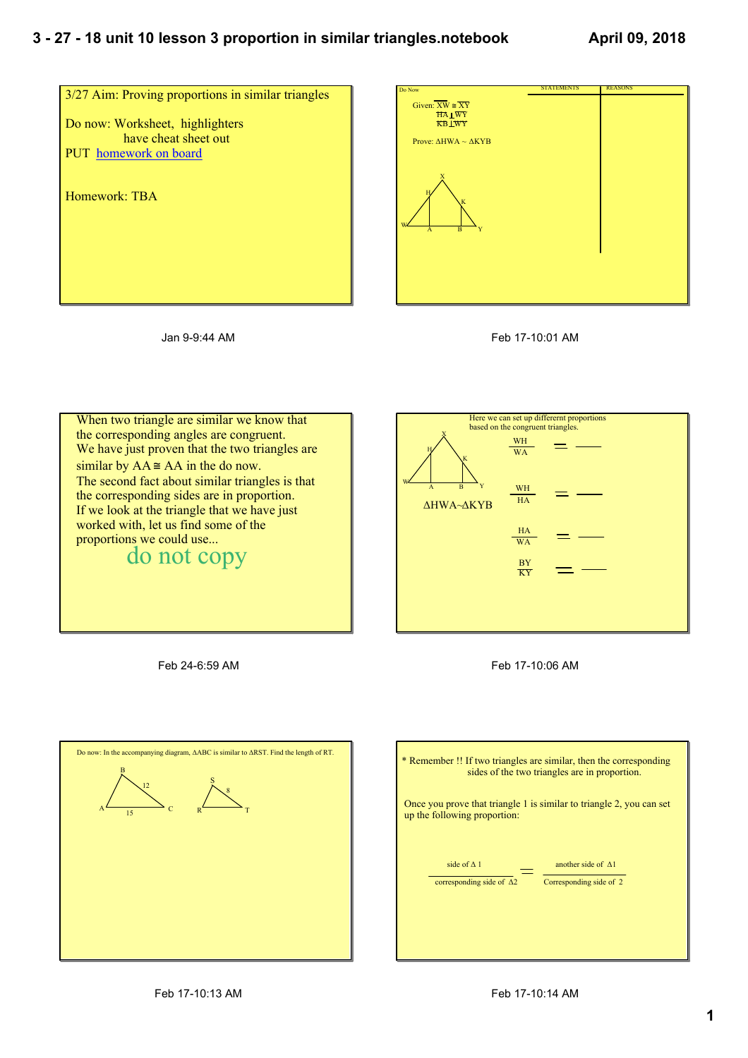3/27 Aim: Proving proportions in similar triangles

Do now: Worksheet, highlighters
have cheat sheet out

PUT homework on board

Homework: TBA

Jan 9-9:44 AM

Do Now

Given: $\overline{XW} \cong \overline{XY}$
$\overline{HA} \perp \overline{WY}$
$\overline{KB} \perp \overline{WY}$

Prove: $\Delta HWA \sim \Delta KYB$

| STATEMENTS | REASONS |
| --- | --- |
| | |

X, H, K, W, A, B, Y

Feb 17-10:01 AM

When two triangle are similar we know that the corresponding angles are congruent.
We have just proven that the two triangles are similar by AA ≅ AA in the do now.
The second fact about similar triangles is that the corresponding sides are in proportion.
If we look at the triangle that we have just worked with, let us find some of the proportions we could use...

do not copy

Feb 24-6:59 AM

Here we can set up differernt proportions based on the congruent triangles.

X, H, K, W, A, B, Y

$\Delta HWA \sim \Delta KYB$

$\frac{WH}{WA} = \underline{\qquad}$

$\frac{WH}{HA} = \underline{\qquad}$

$\frac{HA}{WA} = \underline{\qquad}$

$\frac{BY}{KY} = \underline{\qquad}$

Feb 17-10:06 AM

Do now: In the accompanying diagram, $\Delta ABC$ is similar to $\Delta RST$. Find the length of RT.

B, A, C, 12, 15; S, R, T, 8

Feb 17-10:13 AM

* Remember !! If two triangles are similar, then the corresponding sides of the two triangles are in proportion.

Once you prove that triangle 1 is similar to triangle 2, you can set up the following proportion:

$$\frac{\text{side of } \Delta 1}{\text{corresponding side of } \Delta 2} = \frac{\text{another side of } \Delta 1}{\text{Corresponding side of } 2}$$

Feb 17-10:14 AM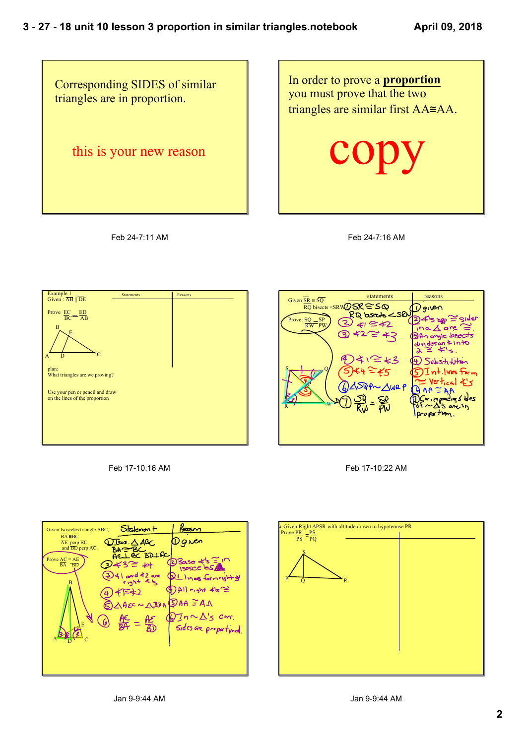Corresponding SIDES of similar triangles are in proportion.

this is your new reason

Feb 24-7:11 AM

In order to prove a **proportion** you must prove that the two triangles are similar first AA≅AA.

copy

Feb 24-7:16 AM

Example 1
Given : $\overline{AB} \parallel \overline{DE}$

Prove $\frac{EC}{BC} = \frac{ED}{AB}$

| Statements | Reasons |
|---|---|
| | |

plan:
What triangles are we proving?

Use your pen or pencil and draw on the lines of the proportion

Feb 17-10:16 AM

Given $\overline{SR} \cong \overline{SQ}$
RQ bisects <SRW

Prove: $\frac{SQ}{RW} = \frac{SP}{PW}$

| statements | reasons |
|---|---|
| 1) $SR \cong SQ$, RQ bisects $\angle SRW$ | 1) given |
| 2) $\angle 1 \cong \angle 2$ | 2) $\angle$'s opp $\cong$ sides in a $\triangle$ are $\cong$. |
| 3) $\angle 2 \cong \angle 3$ | 3) An angle bisects divides it into 2 $\cong$ $\angle$'s. |
| 4) $\angle 1 \cong \angle 3$ | 4) Substitution |
| 5) $\angle 4 \cong \angle 5$ | 5) Int. lines form $\cong$ vertical $\angle$'s |
| 6) $\triangle SQP \sim \triangle WRP$ | 6) AA $\cong$ AA |
| 7) $\frac{SQ}{RW} = \frac{SP}{PW}$ | 7) Corresponding sides of $\sim$ $\triangle$'s are in proportion. |

Feb 17-10:22 AM

Given Isosceles triangle ABC,
$\overline{BA} \cong \overline{BC}$
$\overline{AE}$ perp $\overline{BC}$,
and $\overline{BD}$ perp $\overline{AC}$.

Prove $\frac{AC}{BA} = \frac{AE}{BD}$

| Statement | Reason |
|---|---|
| 1) Isos. $\triangle ABC$, $BA \cong BC$, $AE \perp BC$, $BD \perp AC$ | 1) given |
| 3) $\angle 3 \cong \angle 4$ | 2) Base $\angle$'s $\cong$ in isosceles $\triangle$ |
| 3) $\angle 1$ and $\angle 2$ are right $\angle$'s | 3) $\perp$ lines form right $\angle$'s |
| 4) $\angle 1 \cong \angle 2$ | 4) All right $\angle$'s $\cong$ |
| 5) $\triangle AEC \sim \triangle BDA$ | 5) AA $\cong$ AA |
| 6) $\frac{AC}{BA} = \frac{AE}{BD}$ | 6) In $\sim$ $\triangle$'s corr. sides are proportional. |

Jan 9-9:44 AM

4. Given Right $\triangle PSR$ with altitude drawn to hypotenuse $\overline{PR}$
Prove $\frac{PR}{PS} = \frac{PS}{PQ}$

| | |
|---|---|
| | |

Jan 9-9:44 AM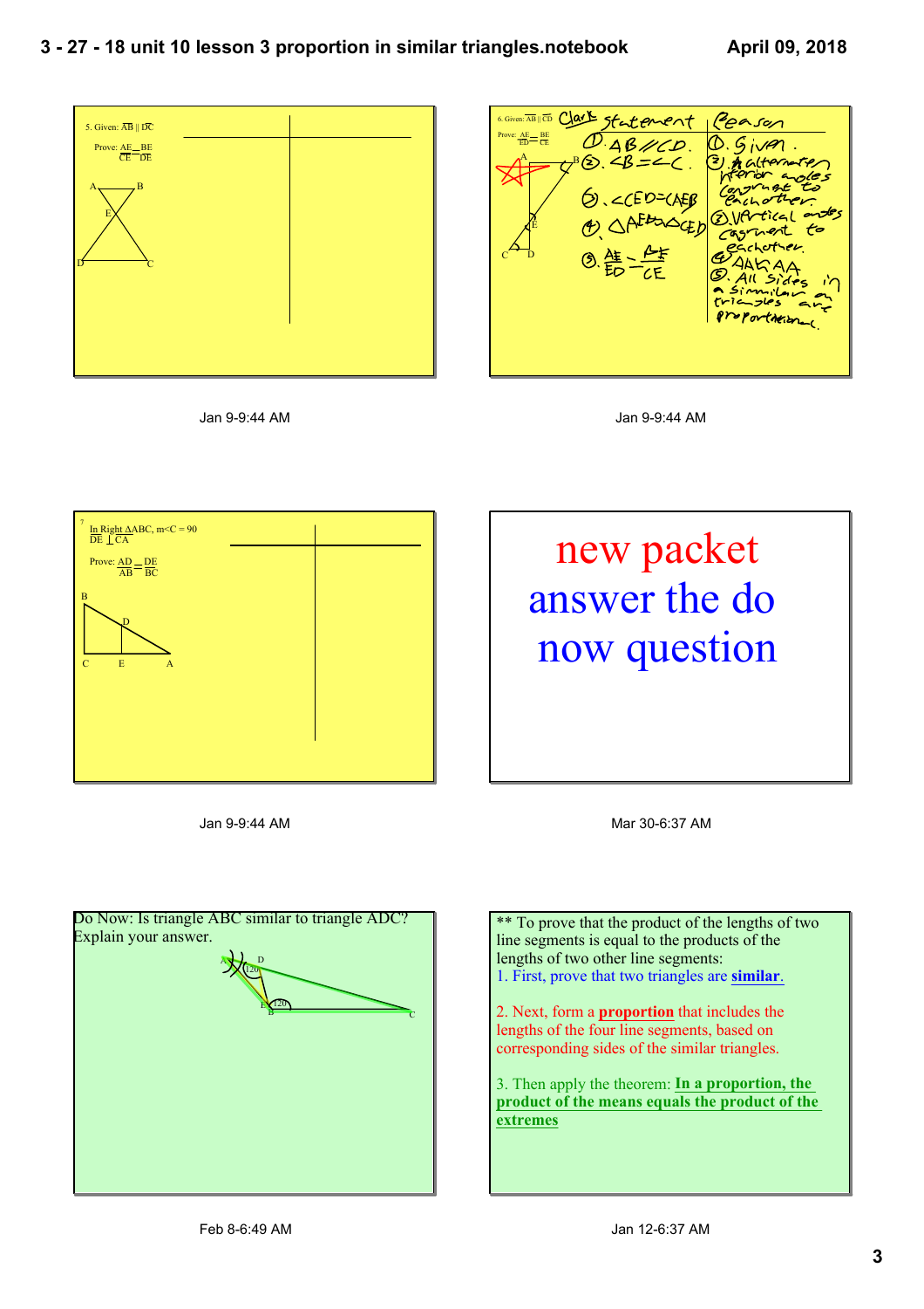5. Given: $\overline{AB} \parallel \overline{DC}$

Prove: $\frac{AE}{CE} = \frac{BE}{DE}$

Jan 9-9:44 AM

6. Given: $\overline{AB} \parallel \overline{CD}$

Prove: $\frac{AE}{ED} = \frac{BE}{CE}$

| Statement | Reason |
|---|---|
| 1. $AB \parallel CD$ | 1. Given. |
| 2. $\angle B = \angle C$ | 2. Alternate interior angles congruent to each other. |
| 3. $\angle CED = \angle AEB$ | 3. Vertical angles congruent to each other. |
| 4. $\triangle AEB \sim \triangle CED$ | 4. AA ≅ AA |
| 5. $\frac{AE}{ED} = \frac{BE}{CE}$ | 5. All sides in a similar triangles are proportional. |

Jan 9-9:44 AM

7. In Right $\triangle ABC$, $m\angle C = 90$

$\overline{DE} \perp \overline{CA}$

Prove: $\frac{AD}{AB} = \frac{DE}{BC}$

Jan 9-9:44 AM

new packet

answer the do now question

Mar 30-6:37 AM

Do Now: Is triangle ABC similar to triangle ADC? Explain your answer.

Feb 8-6:49 AM

** To prove that the product of the lengths of two line segments is equal to the products of the lengths of two other line segments:

1. First, prove that two triangles are **similar**.

2. Next, form a **proportion** that includes the lengths of the four line segments, based on corresponding sides of the similar triangles.

3. Then apply the theorem: **In a proportion, the product of the means equals the product of the extremes**

Jan 12-6:37 AM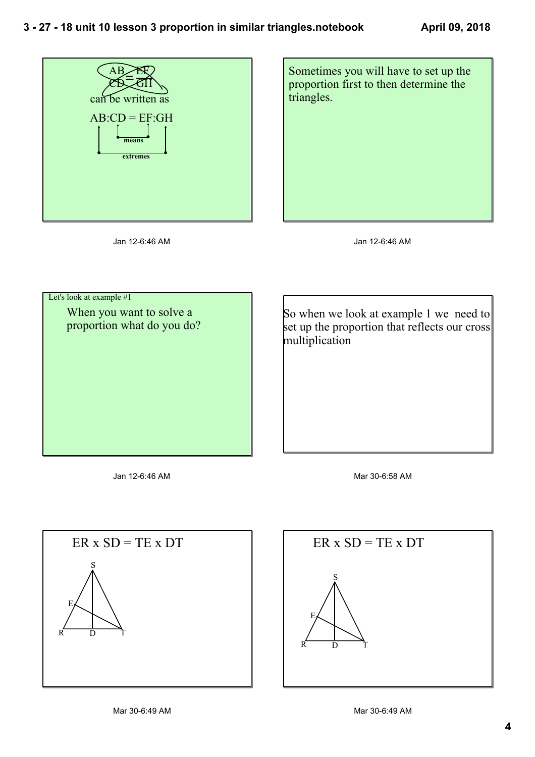$$\frac{AB}{CD} = \frac{EF}{GH}$$

can be written as

AB:CD = EF:GH

means

extremes

Jan 12-6:46 AM

Sometimes you will have to set up the proportion first to then determine the triangles.

Jan 12-6:46 AM

Let's look at example #1

When you want to solve a proportion what do you do?

Jan 12-6:46 AM

So when we look at example 1 we need to set up the proportion that reflects our cross multiplication

Mar 30-6:58 AM

ER x SD = TE x DT

S

E

R D T

Mar 30-6:49 AM

ER x SD = TE x DT

S

E

R D T

Mar 30-6:49 AM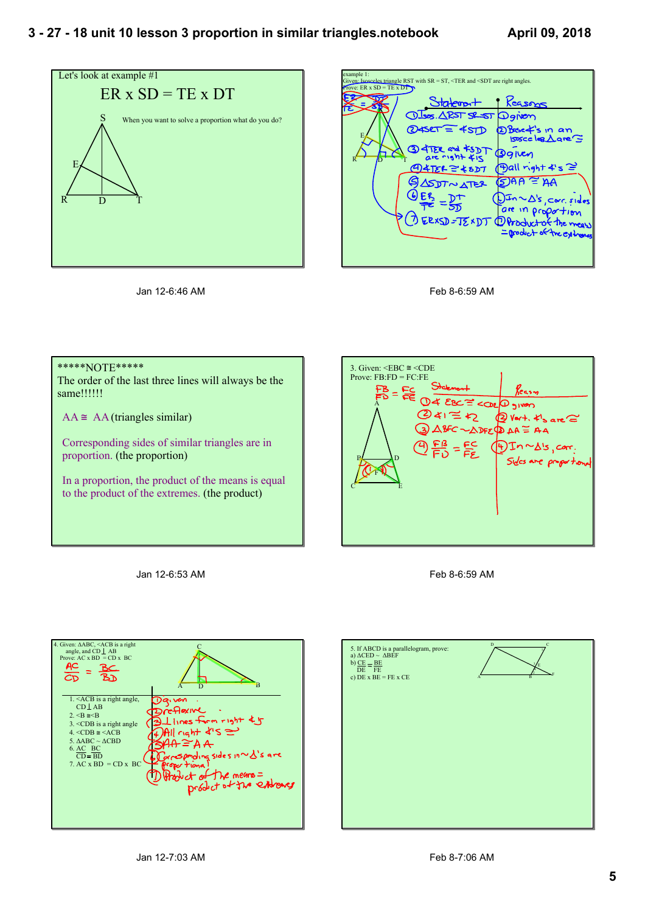## Let's look at example #1

$$ER \times SD = TE \times DT$$

When you want to solve a proportion what do you do?

Jan 12-6:46 AM

---

example 1:
Given: Isosceles triangle RST with SR = ST, <TER and <SDT are right angles.
Prove: ER x SD = TE x DT

$\frac{ER}{TE} = \frac{DT}{SD}$

| Statement | Reasons |
|---|---|
| 1. Isos. ΔRST SR ≅ ST | 1. given |
| 2. ∡SRT ≅ ∡STD | 2. Base ∡'s in an isosceles Δ are ≅ |
| 3. ∡TER and ∡SDT are right ∡'s | 3. given |
| 4. ∡TER ≅ ∡SDT | 4. all right ∡'s ≅ |
| 5. ΔSDT ~ ΔTER | 5. AA ≅ AA |
| 6. $\frac{ER}{TE} = \frac{DT}{SD}$ | 6. In ~ Δ's, corr. sides are in proportion |
| 7. ER x SD = TE x DT | 7. Product of the means = product of the extremes |

Feb 8-6:59 AM

---

*****NOTE*****

The order of the last three lines will always be the same!!!!!!

AA ≅ AA (triangles similar)

Corresponding sides of similar triangles are in proportion. (the proportion)

In a proportion, the product of the means is equal to the product of the extremes. (the product)

Jan 12-6:53 AM

---

3. Given: <EBC ≅ <CDE
Prove: FB:FD = FC:FE

$\frac{FB}{FD} = \frac{FC}{FE}$

| Statement | Reason |
|---|---|
| 1. ∡EBC ≅ <CDE | 1. given |
| 2. ∡1 ≅ ∡2 | 2. Vert. ∡'s are ≅ |
| 3. ΔBFC ~ ΔDFE | 3. AA ≅ AA |
| 4. $\frac{FB}{FD} = \frac{FC}{FE}$ | 4. In ~Δ's, corr. sides are proportional |

Feb 8-6:59 AM

---

4. Given: ΔABC, <ACB is a right angle, and CD ⊥ AB
Prove: AC x BD = CD x BC

$\frac{AC}{CD} = \frac{BC}{BD}$

| Statement | Reason |
|---|---|
| 1. <ACB is a right angle, CD ⊥ AB | 1. given |
| 2. <B ≅ <B | 2. reflexive |
| 3. <CDB is a right angle | 3. ⊥ lines form right ∡s |
| 4. <CDB ≅ <ACB | 4. All right ∡'s ≅ |
| 5. ΔABC ~ ΔCBD | 5. AA ≅ AA |
| 6. $\frac{AC}{CD} = \frac{BC}{BD}$ | 6. Corresponding sides in ~Δ's are proportional |
| 7. AC x BD = CD x BC | 7. Product of the means = product of the extremes |

Jan 12-7:03 AM

---

5. If ABCD is a parallelogram, prove:
a) ΔCED ~ ΔBEF
b) $\frac{CE}{DE} = \frac{BE}{FE}$
c) DE x BE = FE x CE

Feb 8-7:06 AM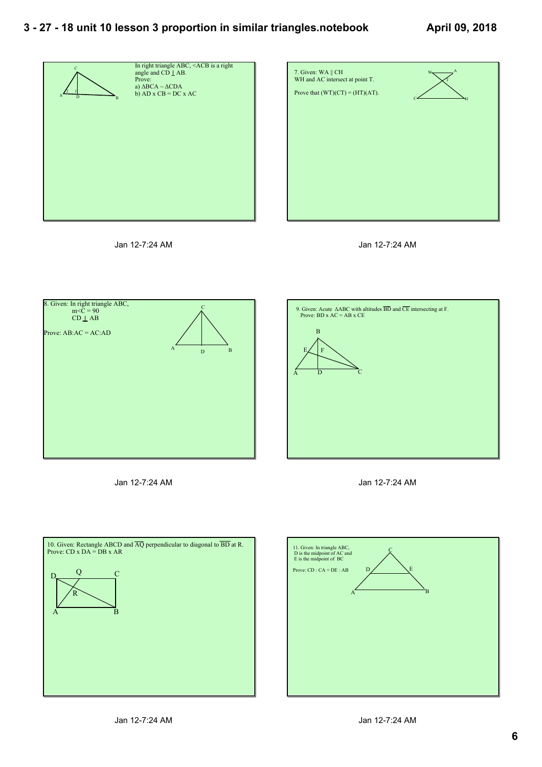In right triangle ABC, $\angle ACB$ is a right angle and $CD \perp AB$.
Prove:
a) $\Delta BCA \sim \Delta CDA$
b) $AD \times CB = DC \times AC$

Jan 12-7:24 AM

7. Given: $WA \parallel CH$
WH and AC intersect at point T.

Prove that $(WT)(CT) = (HT)(AT)$.

Jan 12-7:24 AM

8. Given: In right triangle ABC,
$m\angle C = 90$
$CD \perp AB$

Prove: $AB:AC = AC:AD$

Jan 12-7:24 AM

9. Given: Acute $\Delta ABC$ with altitudes $\overline{BD}$ and $\overline{CE}$ intersecting at F.
Prove: $BD \times AC = AB \times CE$

Jan 12-7:24 AM

10. Given: Rectangle ABCD and $\overline{AQ}$ perpendicular to diagonal to $\overline{BD}$ at R.
Prove: $CD \times DA = DB \times AR$

Jan 12-7:24 AM

11. Given: In triangle ABC,
D is the midpoint of AC and
E is the midpoint of BC

Prove: $CD : CA = DE : AB$

Jan 12-7:24 AM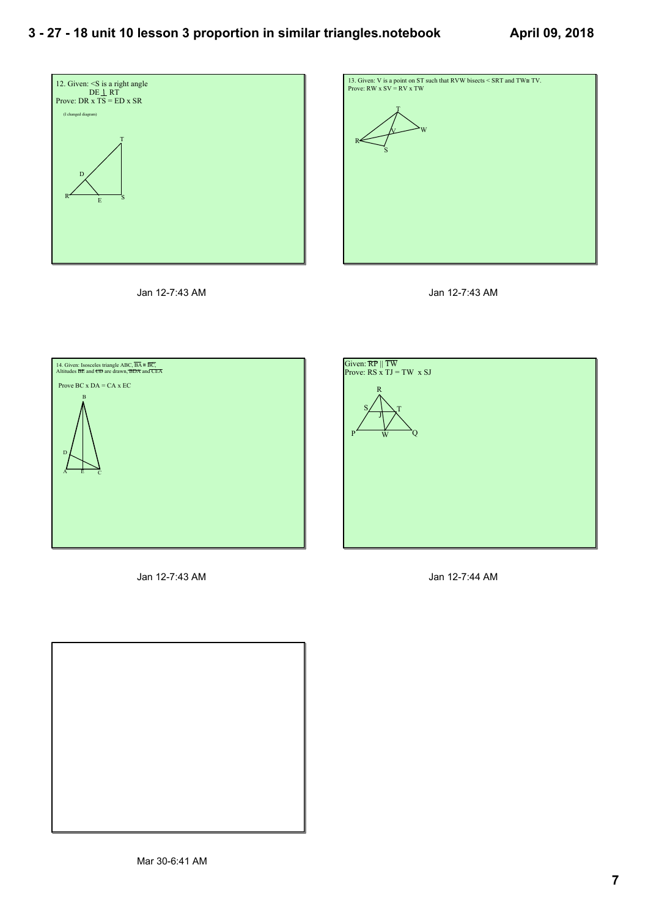12. Given: $\angle S$ is a right angle

$\overline{DE} \perp \overline{RT}$

Prove: $DR \times TS = ED \times SR$

(I changed diagram)

T

D

R

E

S

Jan 12-7:43 AM

13. Given: V is a point on ST such that RVW bisects < SRT and TW≅ TV.

Prove: $RW \times SV = RV \times TW$

T

V

W

R

S

Jan 12-7:43 AM

14. Given: Isosceles triangle ABC, $\overline{BA} \cong \overline{BC}$,

Altitudes $\overline{BE}$ and $\overline{CD}$ are drawn, $\overline{BDA}$ and $\overline{CEA}$

Prove $BC \times DA = CA \times EC$

B

D

A E C

Jan 12-7:43 AM

Given: $\overline{RP} \parallel \overline{TW}$

Prove: $RS \times TJ = TW \times SJ$

R

S

T

J

P W Q

Jan 12-7:44 AM

Mar 30-6:41 AM